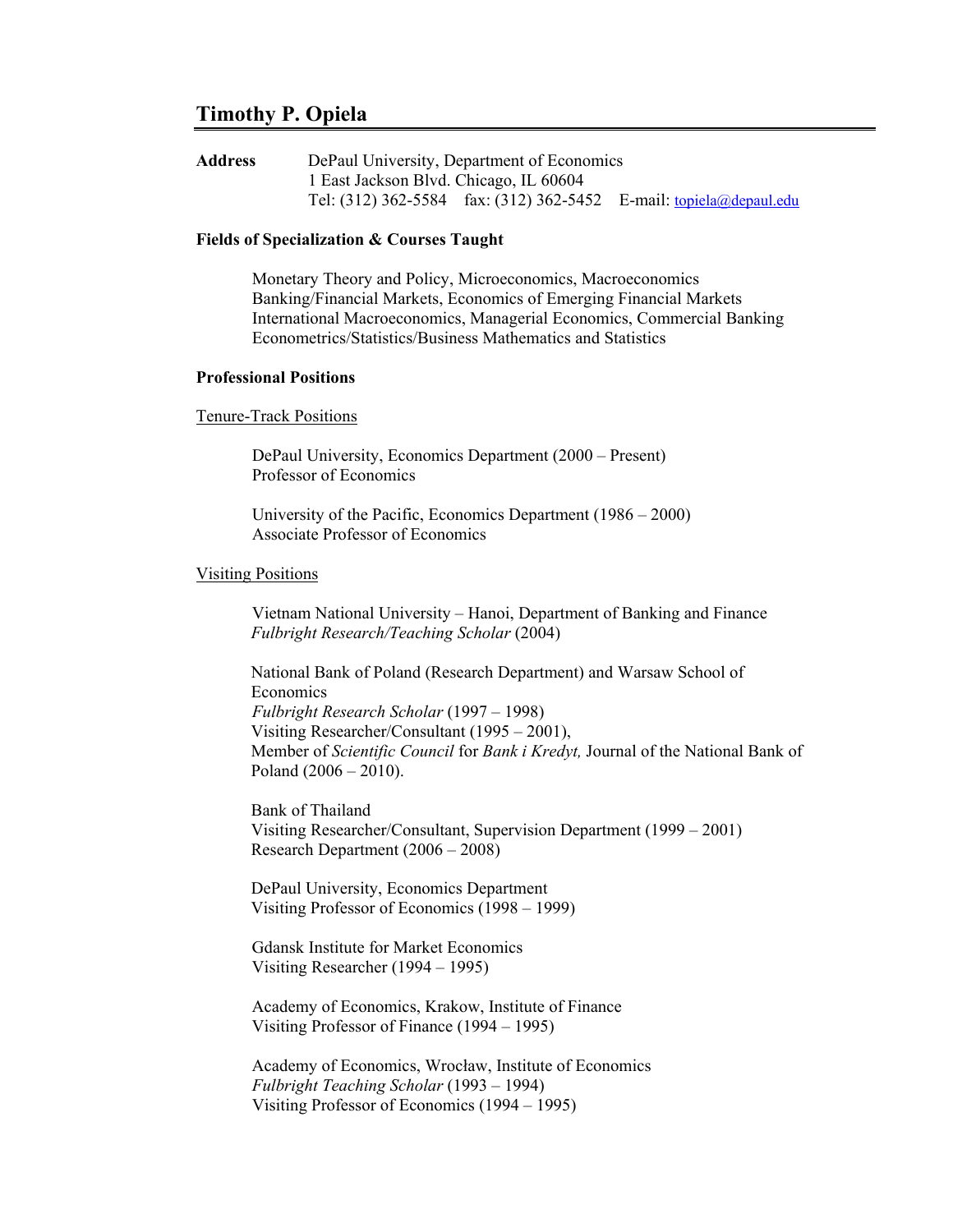# Timothy P. Opiela

**Address** DePaul University, Department of Economics
1 East Jackson Blvd. Chicago, IL 60604
Tel: (312) 362-5584 fax: (312) 362-5452 E-mail: topiela@depaul.edu

**Fields of Specialization & Courses Taught**

Monetary Theory and Policy, Microeconomics, Macroeconomics
Banking/Financial Markets, Economics of Emerging Financial Markets
International Macroeconomics, Managerial Economics, Commercial Banking
Econometrics/Statistics/Business Mathematics and Statistics

**Professional Positions**

Tenure-Track Positions

DePaul University, Economics Department (2000 – Present)
Professor of Economics

University of the Pacific, Economics Department (1986 – 2000)
Associate Professor of Economics

Visiting Positions

Vietnam National University – Hanoi, Department of Banking and Finance
*Fulbright Research/Teaching Scholar* (2004)

National Bank of Poland (Research Department) and Warsaw School of Economics
*Fulbright Research Scholar* (1997 – 1998)
Visiting Researcher/Consultant (1995 – 2001),
Member of *Scientific Council* for *Bank i Kredyt,* Journal of the National Bank of Poland (2006 – 2010).

Bank of Thailand
Visiting Researcher/Consultant, Supervision Department (1999 – 2001)
Research Department (2006 – 2008)

DePaul University, Economics Department
Visiting Professor of Economics (1998 – 1999)

Gdansk Institute for Market Economics
Visiting Researcher (1994 – 1995)

Academy of Economics, Krakow, Institute of Finance
Visiting Professor of Finance (1994 – 1995)

Academy of Economics, Wrocław, Institute of Economics
*Fulbright Teaching Scholar* (1993 – 1994)
Visiting Professor of Economics (1994 – 1995)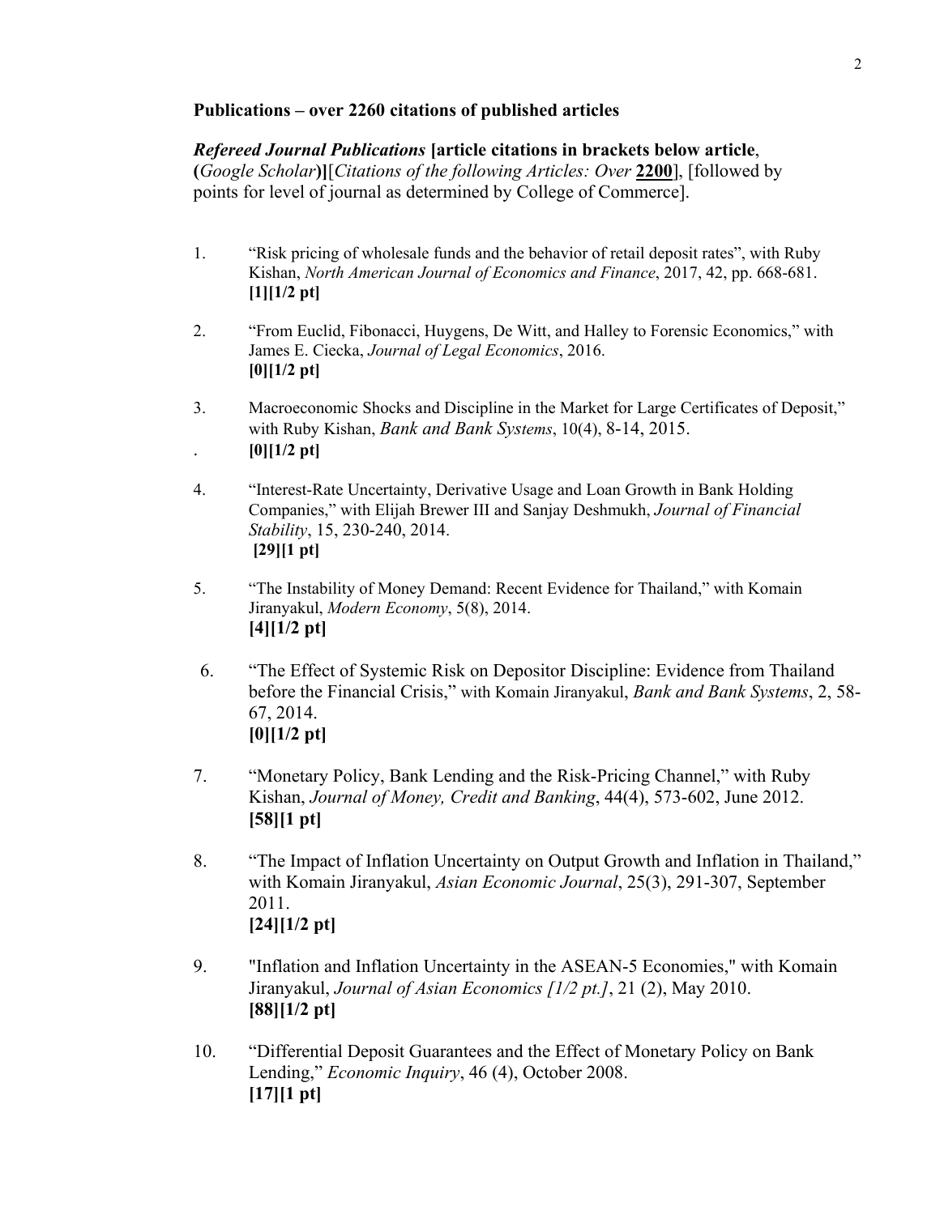**Publications – over 2260 citations of published articles**

***Refereed Journal Publications*** **[article citations in brackets below article**, **(***Google Scholar***)]**[*Citations of the following Articles: Over* **2200**], [followed by points for level of journal as determined by College of Commerce].

1. "Risk pricing of wholesale funds and the behavior of retail deposit rates", with Ruby Kishan, *North American Journal of Economics and Finance*, 2017, 42, pp. 668-681.
   **[1][1/2 pt]**

2. "From Euclid, Fibonacci, Huygens, De Witt, and Halley to Forensic Economics," with James E. Ciecka, *Journal of Legal Economics*, 2016.
   **[0][1/2 pt]**

3. Macroeconomic Shocks and Discipline in the Market for Large Certificates of Deposit," with Ruby Kishan, *Bank and Bank Systems*, 10(4), 8-14, 2015.
   . **[0][1/2 pt]**

4. "Interest-Rate Uncertainty, Derivative Usage and Loan Growth in Bank Holding Companies," with Elijah Brewer III and Sanjay Deshmukh, *Journal of Financial Stability*, 15, 230-240, 2014.
   **[29][1 pt]**

5. "The Instability of Money Demand: Recent Evidence for Thailand," with Komain Jiranyakul, *Modern Economy*, 5(8), 2014.
   **[4][1/2 pt]**

6. "The Effect of Systemic Risk on Depositor Discipline: Evidence from Thailand before the Financial Crisis," with Komain Jiranyakul, *Bank and Bank Systems*, 2, 58-67, 2014.
   **[0][1/2 pt]**

7. "Monetary Policy, Bank Lending and the Risk-Pricing Channel," with Ruby Kishan, *Journal of Money, Credit and Banking*, 44(4), 573-602, June 2012.
   **[58][1 pt]**

8. "The Impact of Inflation Uncertainty on Output Growth and Inflation in Thailand," with Komain Jiranyakul, *Asian Economic Journal*, 25(3), 291-307, September 2011.
   **[24][1/2 pt]**

9. "Inflation and Inflation Uncertainty in the ASEAN-5 Economies," with Komain Jiranyakul, *Journal of Asian Economics [1/2 pt.]*, 21 (2), May 2010.
   **[88][1/2 pt]**

10. "Differential Deposit Guarantees and the Effect of Monetary Policy on Bank Lending," *Economic Inquiry*, 46 (4), October 2008.
    **[17][1 pt]**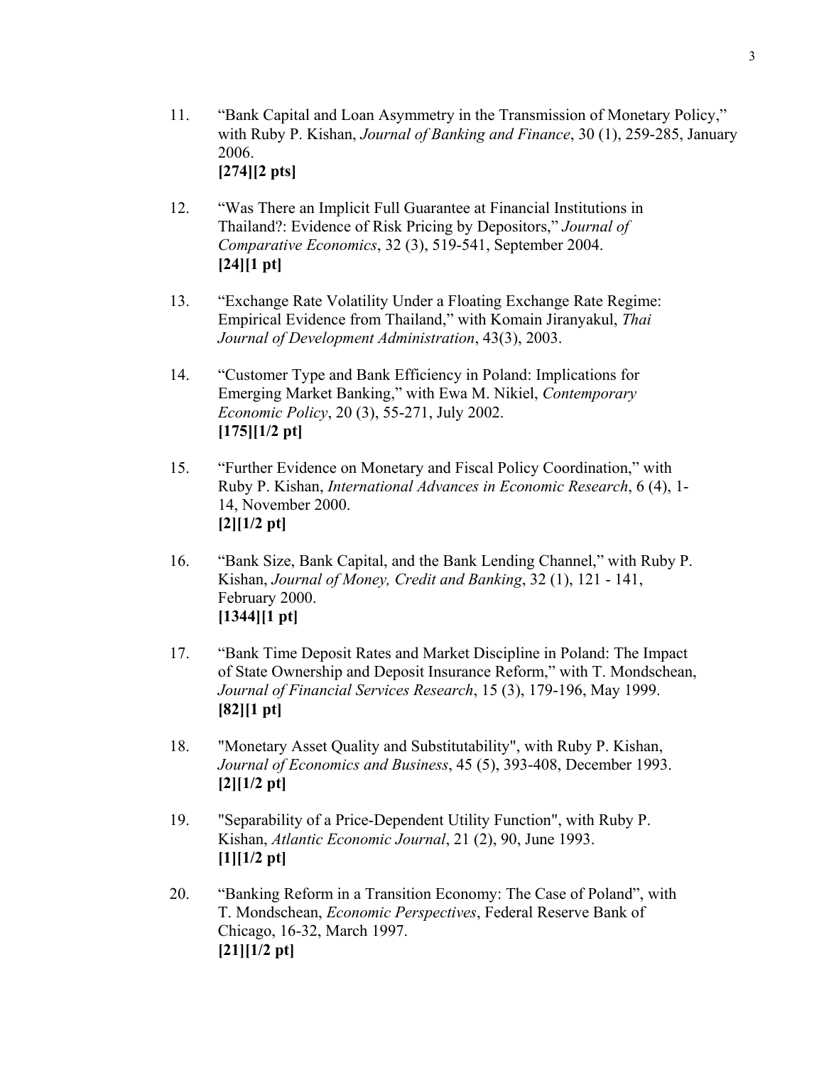11. "Bank Capital and Loan Asymmetry in the Transmission of Monetary Policy," with Ruby P. Kishan, *Journal of Banking and Finance*, 30 (1), 259-285, January 2006.
    **[274][2 pts]**

12. "Was There an Implicit Full Guarantee at Financial Institutions in Thailand?: Evidence of Risk Pricing by Depositors," *Journal of Comparative Economics*, 32 (3), 519-541, September 2004.
    **[24][1 pt]**

13. "Exchange Rate Volatility Under a Floating Exchange Rate Regime: Empirical Evidence from Thailand," with Komain Jiranyakul, *Thai Journal of Development Administration*, 43(3), 2003.

14. "Customer Type and Bank Efficiency in Poland: Implications for Emerging Market Banking," with Ewa M. Nikiel, *Contemporary Economic Policy*, 20 (3), 55-271, July 2002.
    **[175][1/2 pt]**

15. "Further Evidence on Monetary and Fiscal Policy Coordination," with Ruby P. Kishan, *International Advances in Economic Research*, 6 (4), 1-14, November 2000.
    **[2][1/2 pt]**

16. "Bank Size, Bank Capital, and the Bank Lending Channel," with Ruby P. Kishan, *Journal of Money, Credit and Banking*, 32 (1), 121 - 141, February 2000.
    **[1344][1 pt]**

17. "Bank Time Deposit Rates and Market Discipline in Poland: The Impact of State Ownership and Deposit Insurance Reform," with T. Mondschean, *Journal of Financial Services Research*, 15 (3), 179-196, May 1999.
    **[82][1 pt]**

18. "Monetary Asset Quality and Substitutability", with Ruby P. Kishan, *Journal of Economics and Business*, 45 (5), 393-408, December 1993.
    **[2][1/2 pt]**

19. "Separability of a Price-Dependent Utility Function", with Ruby P. Kishan, *Atlantic Economic Journal*, 21 (2), 90, June 1993.
    **[1][1/2 pt]**

20. "Banking Reform in a Transition Economy: The Case of Poland", with T. Mondschean, *Economic Perspectives*, Federal Reserve Bank of Chicago, 16-32, March 1997.
    **[21][1/2 pt]**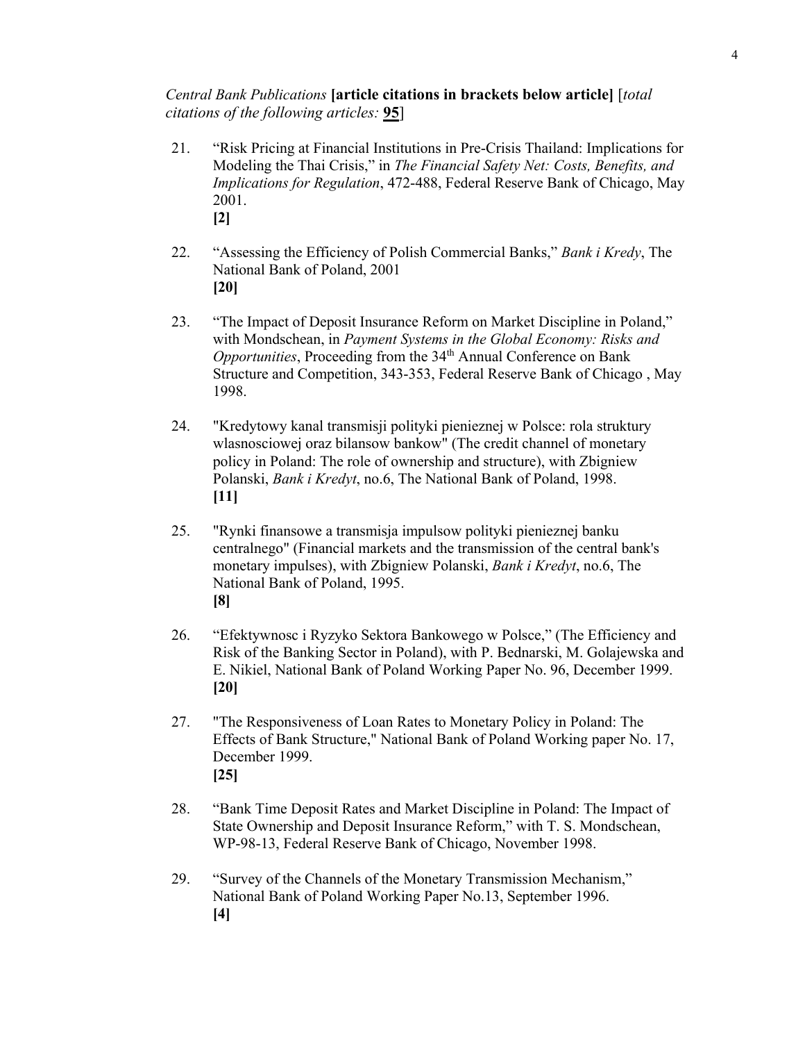*Central Bank Publications* **[article citations in brackets below article]** [*total citations of the following articles:* **95**]

21. "Risk Pricing at Financial Institutions in Pre-Crisis Thailand: Implications for Modeling the Thai Crisis," in *The Financial Safety Net: Costs, Benefits, and Implications for Regulation*, 472-488, Federal Reserve Bank of Chicago, May 2001.
    **[2]**

22. "Assessing the Efficiency of Polish Commercial Banks," *Bank i Kredy*, The National Bank of Poland, 2001
    **[20]**

23. "The Impact of Deposit Insurance Reform on Market Discipline in Poland," with Mondschean, in *Payment Systems in the Global Economy: Risks and Opportunities*, Proceeding from the 34th Annual Conference on Bank Structure and Competition, 343-353, Federal Reserve Bank of Chicago , May 1998.

24. "Kredytowy kanal transmisji polityki pienieznej w Polsce: rola struktury wlasnosciowej oraz bilansow bankow" (The credit channel of monetary policy in Poland: The role of ownership and structure), with Zbigniew Polanski, *Bank i Kredyt*, no.6, The National Bank of Poland, 1998.
    **[11]**

25. "Rynki finansowe a transmisja impulsow polityki pienieznej banku centralnego" (Financial markets and the transmission of the central bank's monetary impulses), with Zbigniew Polanski, *Bank i Kredyt*, no.6, The National Bank of Poland, 1995.
    **[8]**

26. "Efektywnosc i Ryzyko Sektora Bankowego w Polsce," (The Efficiency and Risk of the Banking Sector in Poland), with P. Bednarski, M. Golajewska and E. Nikiel, National Bank of Poland Working Paper No. 96, December 1999.
    **[20]**

27. "The Responsiveness of Loan Rates to Monetary Policy in Poland: The Effects of Bank Structure," National Bank of Poland Working paper No. 17, December 1999.
    **[25]**

28. "Bank Time Deposit Rates and Market Discipline in Poland: The Impact of State Ownership and Deposit Insurance Reform," with T. S. Mondschean, WP-98-13, Federal Reserve Bank of Chicago, November 1998.

29. "Survey of the Channels of the Monetary Transmission Mechanism," National Bank of Poland Working Paper No.13, September 1996.
    **[4]**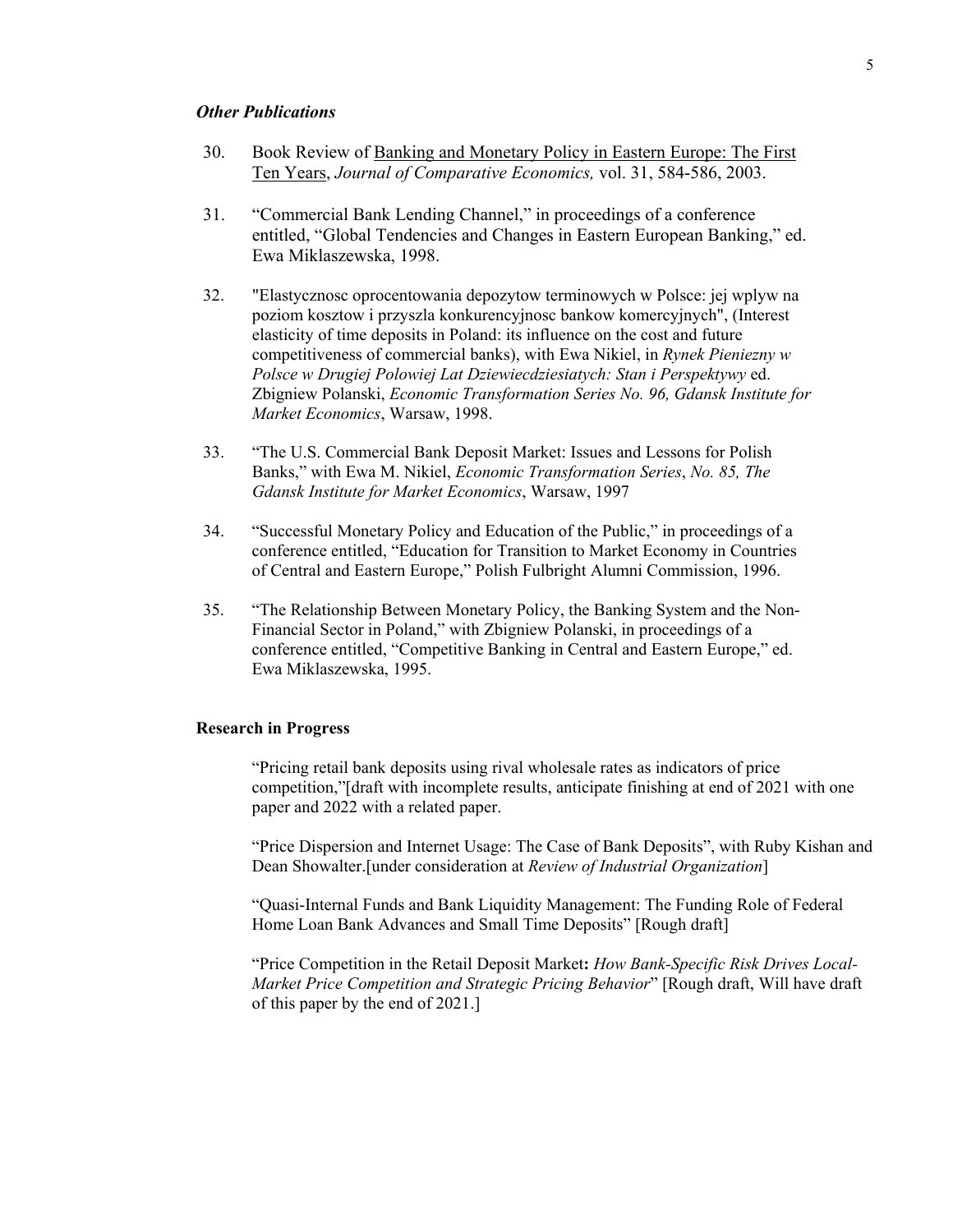### *Other Publications*

30. Book Review of Banking and Monetary Policy in Eastern Europe: The First Ten Years, *Journal of Comparative Economics,* vol. 31, 584-586, 2003.

31. "Commercial Bank Lending Channel," in proceedings of a conference entitled, "Global Tendencies and Changes in Eastern European Banking," ed. Ewa Miklaszewska, 1998.

32. "Elastycznosc oprocentowania depozytow terminowych w Polsce: jej wplyw na poziom kosztow i przyszla konkurencyjnosc bankow komercyjnych", (Interest elasticity of time deposits in Poland: its influence on the cost and future competitiveness of commercial banks), with Ewa Nikiel, in *Rynek Pieniezny w Polsce w Drugiej Polowiej Lat Dziewiecdziesiatych: Stan i Perspektywy* ed. Zbigniew Polanski, *Economic Transformation Series No. 96, Gdansk Institute for Market Economics*, Warsaw, 1998.

33. "The U.S. Commercial Bank Deposit Market: Issues and Lessons for Polish Banks," with Ewa M. Nikiel, *Economic Transformation Series*, *No. 85, The Gdansk Institute for Market Economics*, Warsaw, 1997

34. "Successful Monetary Policy and Education of the Public," in proceedings of a conference entitled, "Education for Transition to Market Economy in Countries of Central and Eastern Europe," Polish Fulbright Alumni Commission, 1996.

35. "The Relationship Between Monetary Policy, the Banking System and the Non-Financial Sector in Poland," with Zbigniew Polanski, in proceedings of a conference entitled, "Competitive Banking in Central and Eastern Europe," ed. Ewa Miklaszewska, 1995.

### **Research in Progress**

"Pricing retail bank deposits using rival wholesale rates as indicators of price competition,"[draft with incomplete results, anticipate finishing at end of 2021 with one paper and 2022 with a related paper.

"Price Dispersion and Internet Usage: The Case of Bank Deposits", with Ruby Kishan and Dean Showalter.[under consideration at *Review of Industrial Organization*]

"Quasi-Internal Funds and Bank Liquidity Management: The Funding Role of Federal Home Loan Bank Advances and Small Time Deposits" [Rough draft]

"Price Competition in the Retail Deposit Market**:** *How Bank-Specific Risk Drives Local-Market Price Competition and Strategic Pricing Behavior*" [Rough draft, Will have draft of this paper by the end of 2021.]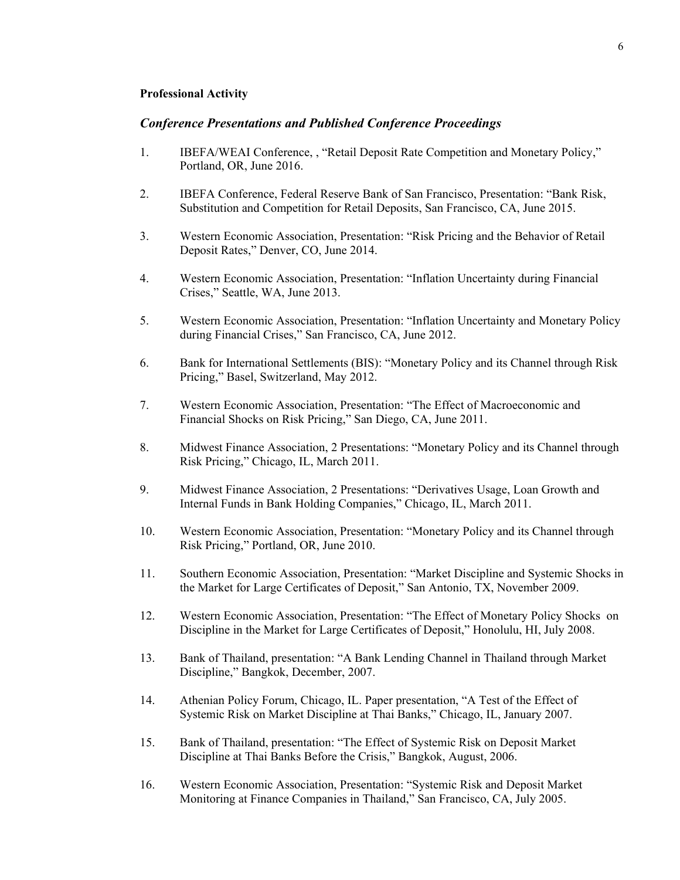**Professional Activity**

## *Conference Presentations and Published Conference Proceedings*

1. IBEFA/WEAI Conference, , "Retail Deposit Rate Competition and Monetary Policy," Portland, OR, June 2016.

2. IBEFA Conference, Federal Reserve Bank of San Francisco, Presentation: "Bank Risk, Substitution and Competition for Retail Deposits, San Francisco, CA, June 2015.

3. Western Economic Association, Presentation: "Risk Pricing and the Behavior of Retail Deposit Rates," Denver, CO, June 2014.

4. Western Economic Association, Presentation: "Inflation Uncertainty during Financial Crises," Seattle, WA, June 2013.

5. Western Economic Association, Presentation: "Inflation Uncertainty and Monetary Policy during Financial Crises," San Francisco, CA, June 2012.

6. Bank for International Settlements (BIS): "Monetary Policy and its Channel through Risk Pricing," Basel, Switzerland, May 2012.

7. Western Economic Association, Presentation: "The Effect of Macroeconomic and Financial Shocks on Risk Pricing," San Diego, CA, June 2011.

8. Midwest Finance Association, 2 Presentations: "Monetary Policy and its Channel through Risk Pricing," Chicago, IL, March 2011.

9. Midwest Finance Association, 2 Presentations: "Derivatives Usage, Loan Growth and Internal Funds in Bank Holding Companies," Chicago, IL, March 2011.

10. Western Economic Association, Presentation: "Monetary Policy and its Channel through Risk Pricing," Portland, OR, June 2010.

11. Southern Economic Association, Presentation: "Market Discipline and Systemic Shocks in the Market for Large Certificates of Deposit," San Antonio, TX, November 2009.

12. Western Economic Association, Presentation: "The Effect of Monetary Policy Shocks on Discipline in the Market for Large Certificates of Deposit," Honolulu, HI, July 2008.

13. Bank of Thailand, presentation: "A Bank Lending Channel in Thailand through Market Discipline," Bangkok, December, 2007.

14. Athenian Policy Forum, Chicago, IL. Paper presentation, "A Test of the Effect of Systemic Risk on Market Discipline at Thai Banks," Chicago, IL, January 2007.

15. Bank of Thailand, presentation: "The Effect of Systemic Risk on Deposit Market Discipline at Thai Banks Before the Crisis," Bangkok, August, 2006.

16. Western Economic Association, Presentation: "Systemic Risk and Deposit Market Monitoring at Finance Companies in Thailand," San Francisco, CA, July 2005.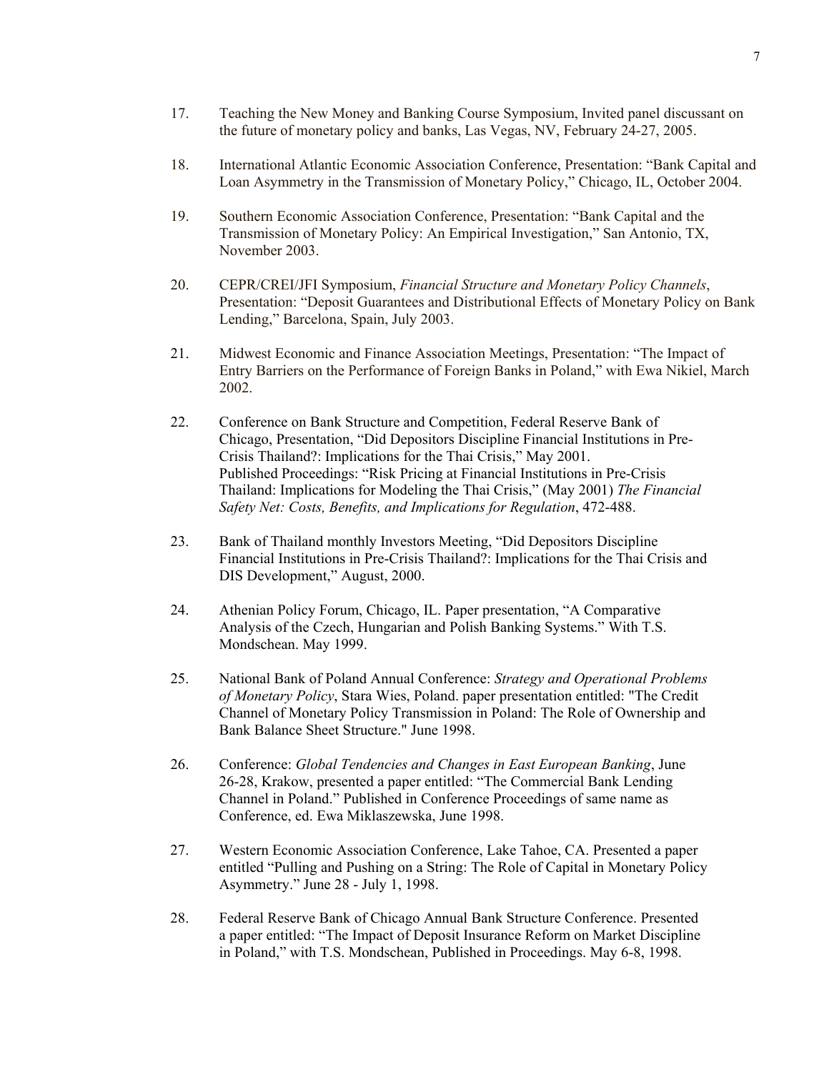17. Teaching the New Money and Banking Course Symposium, Invited panel discussant on the future of monetary policy and banks, Las Vegas, NV, February 24-27, 2005.

18. International Atlantic Economic Association Conference, Presentation: "Bank Capital and Loan Asymmetry in the Transmission of Monetary Policy," Chicago, IL, October 2004.

19. Southern Economic Association Conference, Presentation: "Bank Capital and the Transmission of Monetary Policy: An Empirical Investigation," San Antonio, TX, November 2003.

20. CEPR/CREI/JFI Symposium, *Financial Structure and Monetary Policy Channels*, Presentation: "Deposit Guarantees and Distributional Effects of Monetary Policy on Bank Lending," Barcelona, Spain, July 2003.

21. Midwest Economic and Finance Association Meetings, Presentation: "The Impact of Entry Barriers on the Performance of Foreign Banks in Poland," with Ewa Nikiel, March 2002.

22. Conference on Bank Structure and Competition, Federal Reserve Bank of Chicago, Presentation, "Did Depositors Discipline Financial Institutions in Pre-Crisis Thailand?: Implications for the Thai Crisis," May 2001.
    Published Proceedings: "Risk Pricing at Financial Institutions in Pre-Crisis Thailand: Implications for Modeling the Thai Crisis," (May 2001) *The Financial Safety Net: Costs, Benefits, and Implications for Regulation*, 472-488.

23. Bank of Thailand monthly Investors Meeting, "Did Depositors Discipline Financial Institutions in Pre-Crisis Thailand?: Implications for the Thai Crisis and DIS Development," August, 2000.

24. Athenian Policy Forum, Chicago, IL. Paper presentation, "A Comparative Analysis of the Czech, Hungarian and Polish Banking Systems." With T.S. Mondschean. May 1999.

25. National Bank of Poland Annual Conference: *Strategy and Operational Problems of Monetary Policy*, Stara Wies, Poland. paper presentation entitled: "The Credit Channel of Monetary Policy Transmission in Poland: The Role of Ownership and Bank Balance Sheet Structure." June 1998.

26. Conference: *Global Tendencies and Changes in East European Banking*, June 26-28, Krakow, presented a paper entitled: "The Commercial Bank Lending Channel in Poland." Published in Conference Proceedings of same name as Conference, ed. Ewa Miklaszewska, June 1998.

27. Western Economic Association Conference, Lake Tahoe, CA. Presented a paper entitled "Pulling and Pushing on a String: The Role of Capital in Monetary Policy Asymmetry." June 28 - July 1, 1998.

28. Federal Reserve Bank of Chicago Annual Bank Structure Conference. Presented a paper entitled: "The Impact of Deposit Insurance Reform on Market Discipline in Poland," with T.S. Mondschean, Published in Proceedings. May 6-8, 1998.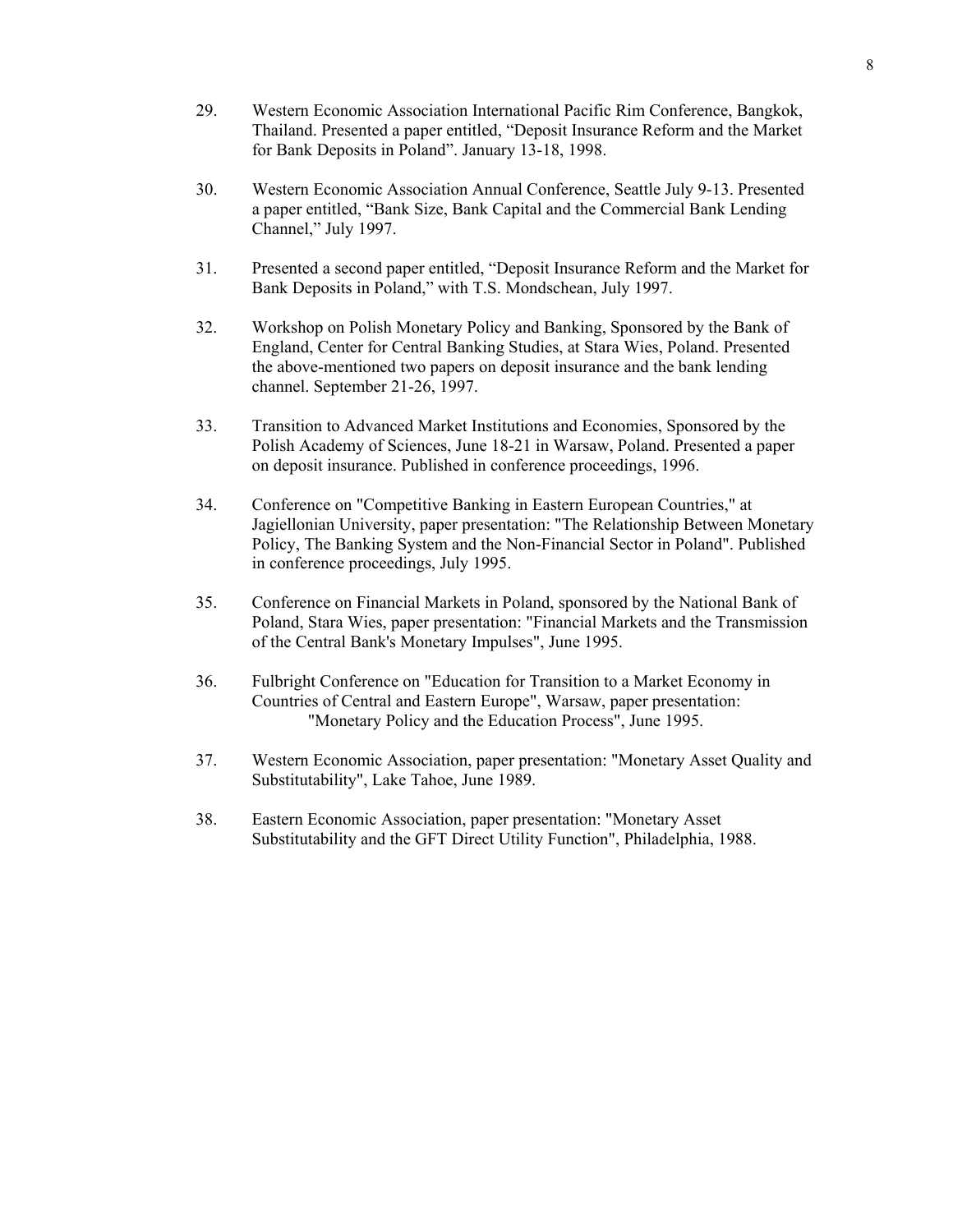29. Western Economic Association International Pacific Rim Conference, Bangkok, Thailand. Presented a paper entitled, “Deposit Insurance Reform and the Market for Bank Deposits in Poland”. January 13-18, 1998.

30. Western Economic Association Annual Conference, Seattle July 9-13. Presented a paper entitled, “Bank Size, Bank Capital and the Commercial Bank Lending Channel,” July 1997.

31. Presented a second paper entitled, “Deposit Insurance Reform and the Market for Bank Deposits in Poland,” with T.S. Mondschean, July 1997.

32. Workshop on Polish Monetary Policy and Banking, Sponsored by the Bank of England, Center for Central Banking Studies, at Stara Wies, Poland. Presented the above-mentioned two papers on deposit insurance and the bank lending channel. September 21-26, 1997.

33. Transition to Advanced Market Institutions and Economies, Sponsored by the Polish Academy of Sciences, June 18-21 in Warsaw, Poland. Presented a paper on deposit insurance. Published in conference proceedings, 1996.

34. Conference on "Competitive Banking in Eastern European Countries," at Jagiellonian University, paper presentation: "The Relationship Between Monetary Policy, The Banking System and the Non-Financial Sector in Poland". Published in conference proceedings, July 1995.

35. Conference on Financial Markets in Poland, sponsored by the National Bank of Poland, Stara Wies, paper presentation: "Financial Markets and the Transmission of the Central Bank's Monetary Impulses", June 1995.

36. Fulbright Conference on "Education for Transition to a Market Economy in Countries of Central and Eastern Europe", Warsaw, paper presentation: "Monetary Policy and the Education Process", June 1995.

37. Western Economic Association, paper presentation: "Monetary Asset Quality and Substitutability", Lake Tahoe, June 1989.

38. Eastern Economic Association, paper presentation: "Monetary Asset Substitutability and the GFT Direct Utility Function", Philadelphia, 1988.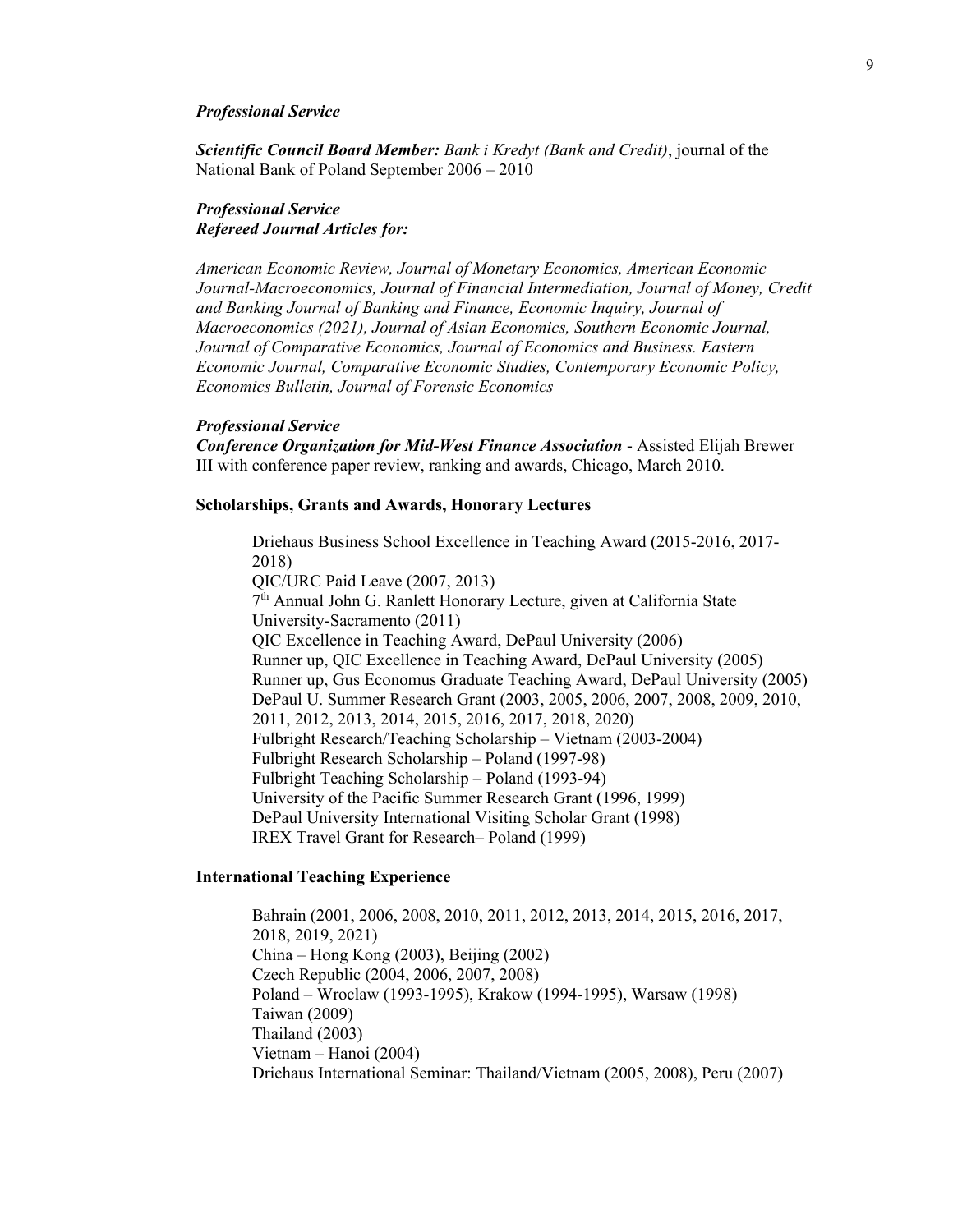***Professional Service***

***Scientific Council Board Member:*** *Bank i Kredyt (Bank and Credit)*, journal of the National Bank of Poland September 2006 – 2010

***Professional Service***
***Refereed Journal Articles for:***

*American Economic Review, Journal of Monetary Economics, American Economic Journal-Macroeconomics, Journal of Financial Intermediation, Journal of Money, Credit and Banking Journal of Banking and Finance, Economic Inquiry, Journal of Macroeconomics (2021), Journal of Asian Economics, Southern Economic Journal, Journal of Comparative Economics, Journal of Economics and Business. Eastern Economic Journal, Comparative Economic Studies, Contemporary Economic Policy, Economics Bulletin, Journal of Forensic Economics*

***Professional Service***
***Conference Organization for Mid-West Finance Association*** - Assisted Elijah Brewer III with conference paper review, ranking and awards, Chicago, March 2010.

**Scholarships, Grants and Awards, Honorary Lectures**

Driehaus Business School Excellence in Teaching Award (2015-2016, 2017-2018)
QIC/URC Paid Leave (2007, 2013)
7th Annual John G. Ranlett Honorary Lecture, given at California State University-Sacramento (2011)
QIC Excellence in Teaching Award, DePaul University (2006)
Runner up, QIC Excellence in Teaching Award, DePaul University (2005)
Runner up, Gus Economus Graduate Teaching Award, DePaul University (2005)
DePaul U. Summer Research Grant (2003, 2005, 2006, 2007, 2008, 2009, 2010, 2011, 2012, 2013, 2014, 2015, 2016, 2017, 2018, 2020)
Fulbright Research/Teaching Scholarship – Vietnam (2003-2004)
Fulbright Research Scholarship – Poland (1997-98)
Fulbright Teaching Scholarship – Poland (1993-94)
University of the Pacific Summer Research Grant (1996, 1999)
DePaul University International Visiting Scholar Grant (1998)
IREX Travel Grant for Research– Poland (1999)

**International Teaching Experience**

Bahrain (2001, 2006, 2008, 2010, 2011, 2012, 2013, 2014, 2015, 2016, 2017, 2018, 2019, 2021)
China – Hong Kong (2003), Beijing (2002)
Czech Republic (2004, 2006, 2007, 2008)
Poland – Wroclaw (1993-1995), Krakow (1994-1995), Warsaw (1998)
Taiwan (2009)
Thailand (2003)
Vietnam – Hanoi (2004)
Driehaus International Seminar: Thailand/Vietnam (2005, 2008), Peru (2007)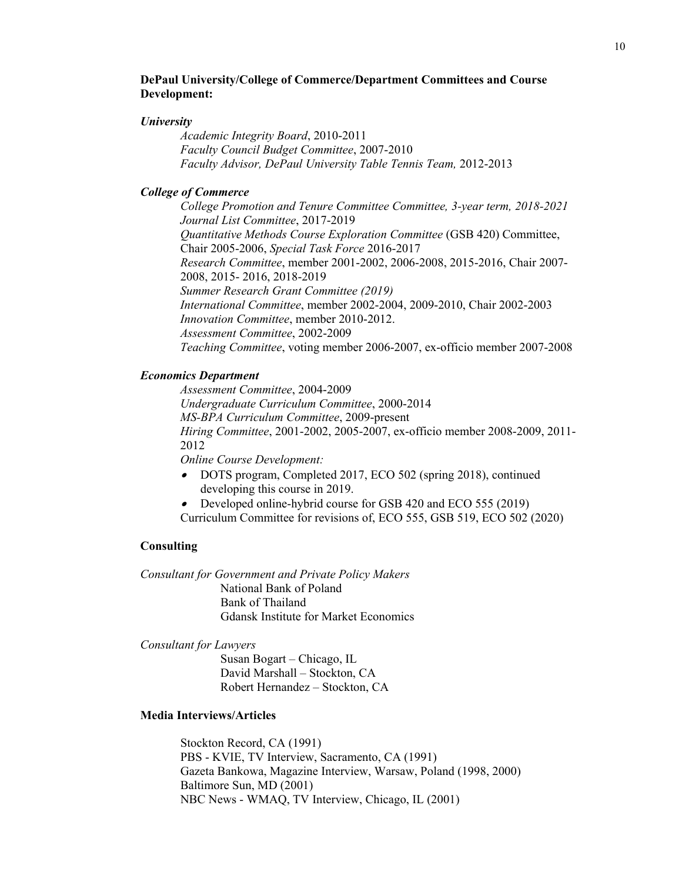**DePaul University/College of Commerce/Department Committees and Course Development:**

***University***

*Academic Integrity Board*, 2010-2011
*Faculty Council Budget Committee*, 2007-2010
*Faculty Advisor, DePaul University Table Tennis Team,* 2012-2013

***College of Commerce***

*College Promotion and Tenure Committee Committee, 3-year term, 2018-2021*
*Journal List Committee*, 2017-2019
*Quantitative Methods Course Exploration Committee* (GSB 420) Committee, Chair 2005-2006, *Special Task Force* 2016-2017
*Research Committee*, member 2001-2002, 2006-2008, 2015-2016, Chair 2007-2008, 2015- 2016, 2018-2019
*Summer Research Grant Committee (2019)*
*International Committee*, member 2002-2004, 2009-2010, Chair 2002-2003
*Innovation Committee*, member 2010-2012.
*Assessment Committee*, 2002-2009
*Teaching Committee*, voting member 2006-2007, ex-officio member 2007-2008

***Economics Department***

*Assessment Committee*, 2004-2009
*Undergraduate Curriculum Committee*, 2000-2014
*MS-BPA Curriculum Committee*, 2009-present
*Hiring Committee*, 2001-2002, 2005-2007, ex-officio member 2008-2009, 2011-2012
*Online Course Development:*

- DOTS program, Completed 2017, ECO 502 (spring 2018), continued developing this course in 2019.
- Developed online-hybrid course for GSB 420 and ECO 555 (2019)

Curriculum Committee for revisions of, ECO 555, GSB 519, ECO 502 (2020)

**Consulting**

*Consultant for Government and Private Policy Makers*

National Bank of Poland
Bank of Thailand
Gdansk Institute for Market Economics

*Consultant for Lawyers*

Susan Bogart – Chicago, IL
David Marshall – Stockton, CA
Robert Hernandez – Stockton, CA

**Media Interviews/Articles**

Stockton Record, CA (1991)
PBS - KVIE, TV Interview, Sacramento, CA (1991)
Gazeta Bankowa, Magazine Interview, Warsaw, Poland (1998, 2000)
Baltimore Sun, MD (2001)
NBC News - WMAQ, TV Interview, Chicago, IL (2001)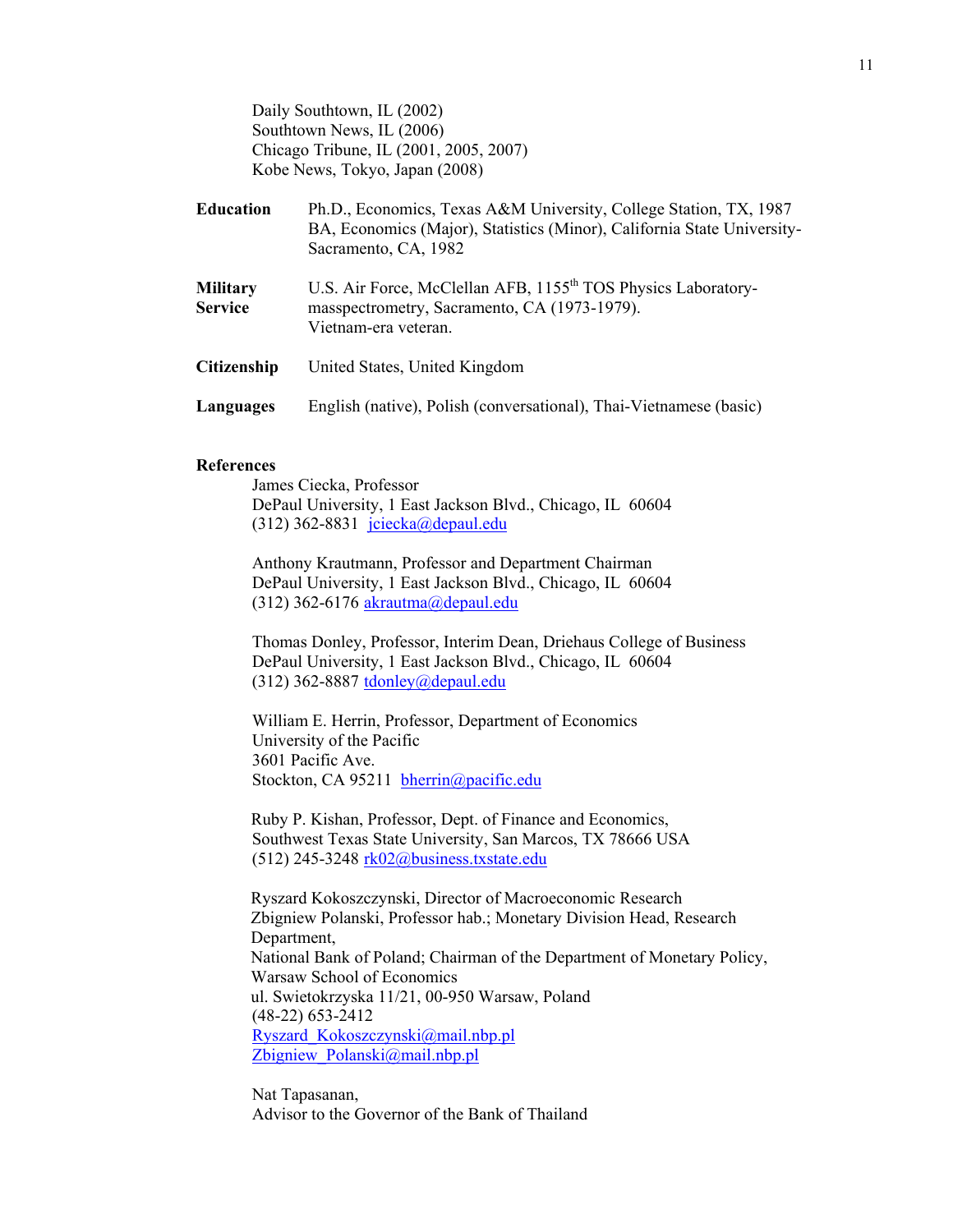Daily Southtown, IL (2002)
Southtown News, IL (2006)
Chicago Tribune, IL (2001, 2005, 2007)
Kobe News, Tokyo, Japan (2008)

**Education** Ph.D., Economics, Texas A&M University, College Station, TX, 1987
BA, Economics (Major), Statistics (Minor), California State University-Sacramento, CA, 1982

**Military Service** U.S. Air Force, McClellan AFB, 1155th TOS Physics Laboratory-masspectrometry, Sacramento, CA (1973-1979).
Vietnam-era veteran.

**Citizenship** United States, United Kingdom

**Languages** English (native), Polish (conversational), Thai-Vietnamese (basic)

**References**

James Ciecka, Professor
DePaul University, 1 East Jackson Blvd., Chicago, IL 60604
(312) 362-8831 jciecka@depaul.edu

Anthony Krautmann, Professor and Department Chairman
DePaul University, 1 East Jackson Blvd., Chicago, IL 60604
(312) 362-6176 akrautma@depaul.edu

Thomas Donley, Professor, Interim Dean, Driehaus College of Business
DePaul University, 1 East Jackson Blvd., Chicago, IL 60604
(312) 362-8887 tdonley@depaul.edu

William E. Herrin, Professor, Department of Economics
University of the Pacific
3601 Pacific Ave.
Stockton, CA 95211 bherrin@pacific.edu

Ruby P. Kishan, Professor, Dept. of Finance and Economics,
Southwest Texas State University, San Marcos, TX 78666 USA
(512) 245-3248 rk02@business.txstate.edu

Ryszard Kokoszczynski, Director of Macroeconomic Research
Zbigniew Polanski, Professor hab.; Monetary Division Head, Research Department,
National Bank of Poland; Chairman of the Department of Monetary Policy, Warsaw School of Economics
ul. Swietokrzyska 11/21, 00-950 Warsaw, Poland
(48-22) 653-2412
Ryszard_Kokoszczynski@mail.nbp.pl
Zbigniew_Polanski@mail.nbp.pl

Nat Tapasanan,
Advisor to the Governor of the Bank of Thailand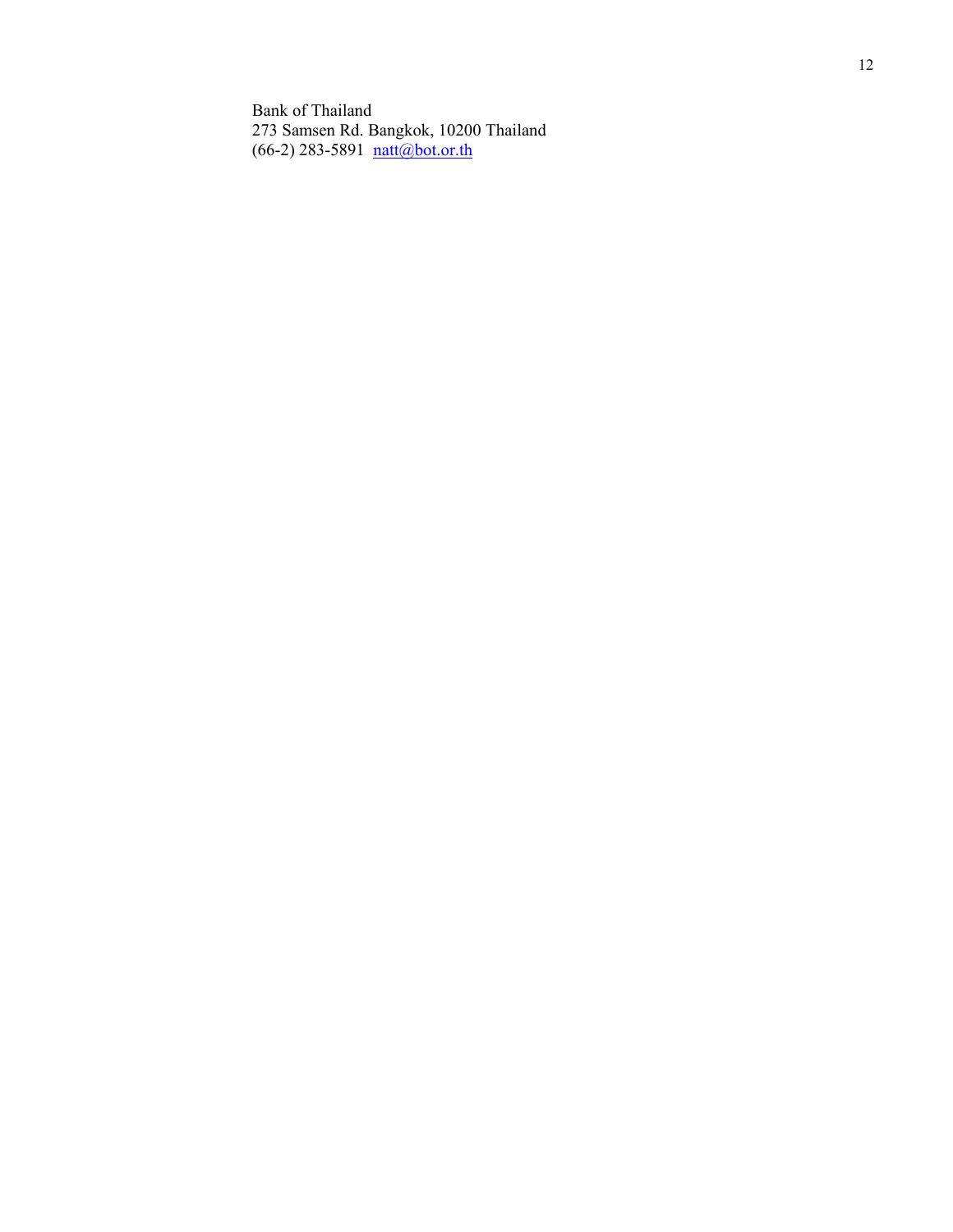Bank of Thailand
273 Samsen Rd. Bangkok, 10200 Thailand
(66-2) 283-5891 natt@bot.or.th